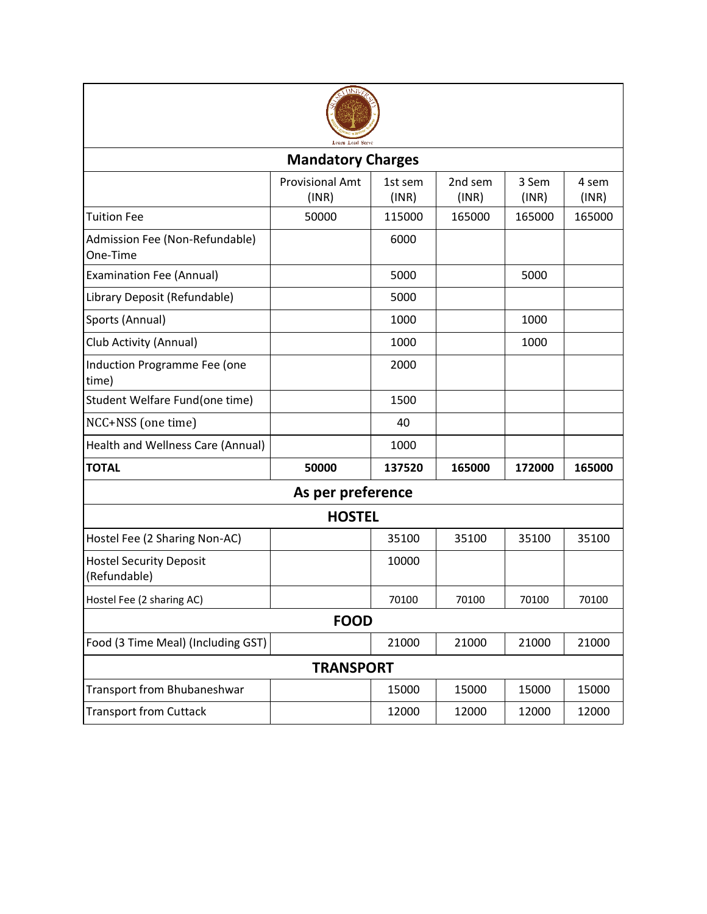Learn Lead Serve

## Mandatory Charges

| | Provisional Amt (INR) | 1st sem (INR) | 2nd sem (INR) | 3 Sem (INR) | 4 sem (INR) |
|---|---|---|---|---|---|
| Tuition Fee | 50000 | 115000 | 165000 | 165000 | 165000 |
| Admission Fee (Non-Refundable) One-Time | | 6000 | | | |
| Examination Fee (Annual) | | 5000 | | 5000 | |
| Library Deposit (Refundable) | | 5000 | | | |
| Sports (Annual) | | 1000 | | 1000 | |
| Club Activity (Annual) | | 1000 | | 1000 | |
| Induction Programme Fee (one time) | | 2000 | | | |
| Student Welfare Fund(one time) | | 1500 | | | |
| NCC+NSS (one time) | | 40 | | | |
| Health and Wellness Care (Annual) | | 1000 | | | |
| **TOTAL** | **50000** | **137520** | **165000** | **172000** | **165000** |

## As per preference

### HOSTEL

| | | | | | |
|---|---|---|---|---|---|
| Hostel Fee (2 Sharing Non-AC) | | 35100 | 35100 | 35100 | 35100 |
| Hostel Security Deposit (Refundable) | | 10000 | | | |
| Hostel Fee (2 sharing AC) | | 70100 | 70100 | 70100 | 70100 |

### FOOD

| | | | | | |
|---|---|---|---|---|---|
| Food (3 Time Meal) (Including GST) | | 21000 | 21000 | 21000 | 21000 |

### TRANSPORT

| | | | | | |
|---|---|---|---|---|---|
| Transport from Bhubaneshwar | | 15000 | 15000 | 15000 | 15000 |
| Transport from Cuttack | | 12000 | 12000 | 12000 | 12000 |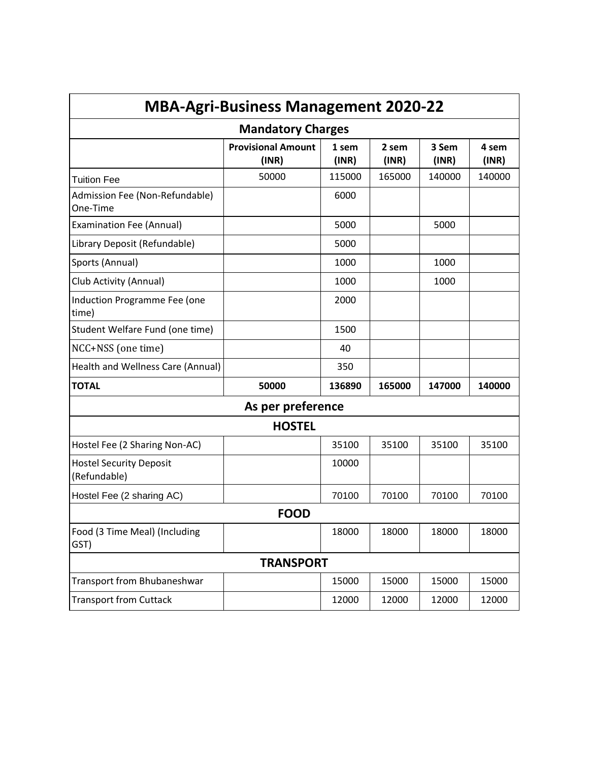# MBA-Agri-Business Management 2020-22

## Mandatory Charges

| | Provisional Amount (INR) | 1 sem (INR) | 2 sem (INR) | 3 Sem (INR) | 4 sem (INR) |
|---|---|---|---|---|---|
| Tuition Fee | 50000 | 115000 | 165000 | 140000 | 140000 |
| Admission Fee (Non-Refundable) One-Time | | 6000 | | | |
| Examination Fee (Annual) | | 5000 | | 5000 | |
| Library Deposit (Refundable) | | 5000 | | | |
| Sports (Annual) | | 1000 | | 1000 | |
| Club Activity (Annual) | | 1000 | | 1000 | |
| Induction Programme Fee (one time) | | 2000 | | | |
| Student Welfare Fund (one time) | | 1500 | | | |
| NCC+NSS (one time) | | 40 | | | |
| Health and Wellness Care (Annual) | | 350 | | | |
| **TOTAL** | **50000** | **136890** | **165000** | **147000** | **140000** |

## As per preference

### HOSTEL

| | Provisional Amount (INR) | 1 sem (INR) | 2 sem (INR) | 3 Sem (INR) | 4 sem (INR) |
|---|---|---|---|---|---|
| Hostel Fee (2 Sharing Non-AC) | | 35100 | 35100 | 35100 | 35100 |
| Hostel Security Deposit (Refundable) | | 10000 | | | |
| Hostel Fee (2 sharing AC) | | 70100 | 70100 | 70100 | 70100 |

### FOOD

| | Provisional Amount (INR) | 1 sem (INR) | 2 sem (INR) | 3 Sem (INR) | 4 sem (INR) |
|---|---|---|---|---|---|
| Food (3 Time Meal) (Including GST) | | 18000 | 18000 | 18000 | 18000 |

### TRANSPORT

| | Provisional Amount (INR) | 1 sem (INR) | 2 sem (INR) | 3 Sem (INR) | 4 sem (INR) |
|---|---|---|---|---|---|
| Transport from Bhubaneshwar | | 15000 | 15000 | 15000 | 15000 |
| Transport from Cuttack | | 12000 | 12000 | 12000 | 12000 |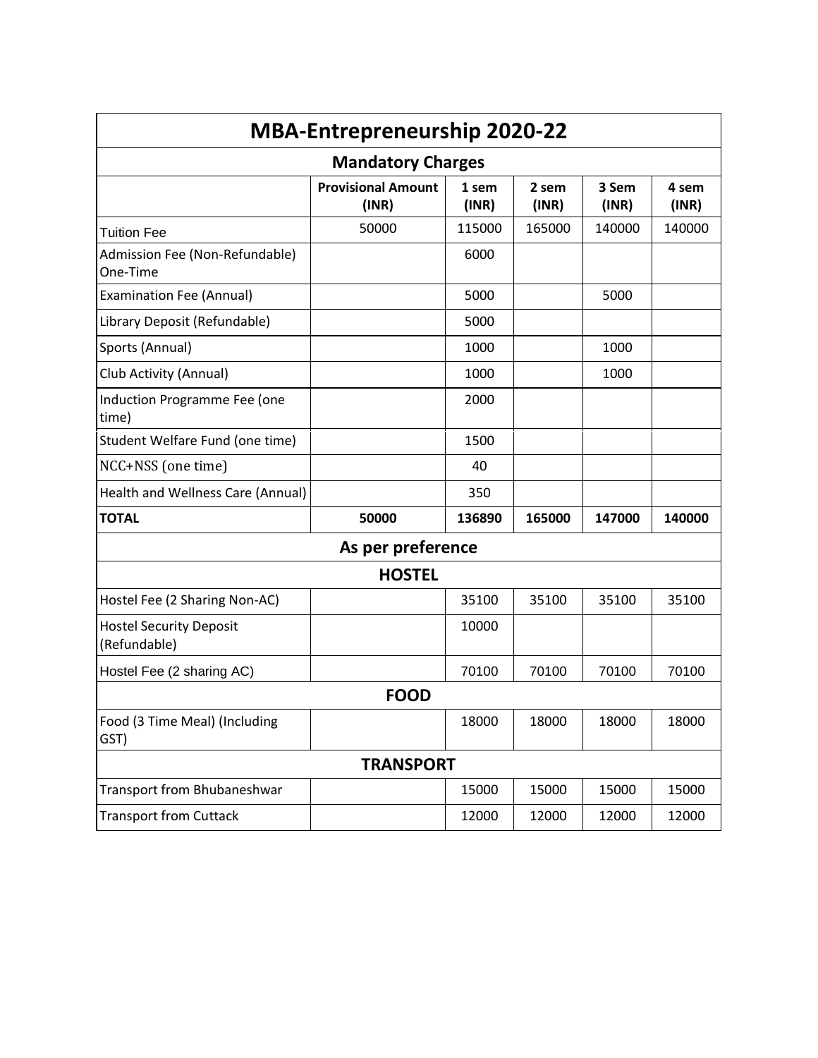# MBA-Entrepreneurship 2020-22

## Mandatory Charges

| | Provisional Amount (INR) | 1 sem (INR) | 2 sem (INR) | 3 Sem (INR) | 4 sem (INR) |
|---|---|---|---|---|---|
| Tuition Fee | 50000 | 115000 | 165000 | 140000 | 140000 |
| Admission Fee (Non-Refundable) One-Time | | 6000 | | | |
| Examination Fee (Annual) | | 5000 | | 5000 | |
| Library Deposit (Refundable) | | 5000 | | | |
| Sports (Annual) | | 1000 | | 1000 | |
| Club Activity (Annual) | | 1000 | | 1000 | |
| Induction Programme Fee (one time) | | 2000 | | | |
| Student Welfare Fund (one time) | | 1500 | | | |
| NCC+NSS (one time) | | 40 | | | |
| Health and Wellness Care (Annual) | | 350 | | | |
| **TOTAL** | **50000** | **136890** | **165000** | **147000** | **140000** |

## As per preference

### HOSTEL

| | Provisional Amount (INR) | 1 sem (INR) | 2 sem (INR) | 3 Sem (INR) | 4 sem (INR) |
|---|---|---|---|---|---|
| Hostel Fee (2 Sharing Non-AC) | | 35100 | 35100 | 35100 | 35100 |
| Hostel Security Deposit (Refundable) | | 10000 | | | |
| Hostel Fee (2 sharing AC) | | 70100 | 70100 | 70100 | 70100 |

### FOOD

| | Provisional Amount (INR) | 1 sem (INR) | 2 sem (INR) | 3 Sem (INR) | 4 sem (INR) |
|---|---|---|---|---|---|
| Food (3 Time Meal) (Including GST) | | 18000 | 18000 | 18000 | 18000 |

### TRANSPORT

| | Provisional Amount (INR) | 1 sem (INR) | 2 sem (INR) | 3 Sem (INR) | 4 sem (INR) |
|---|---|---|---|---|---|
| Transport from Bhubaneshwar | | 15000 | 15000 | 15000 | 15000 |
| Transport from Cuttack | | 12000 | 12000 | 12000 | 12000 |